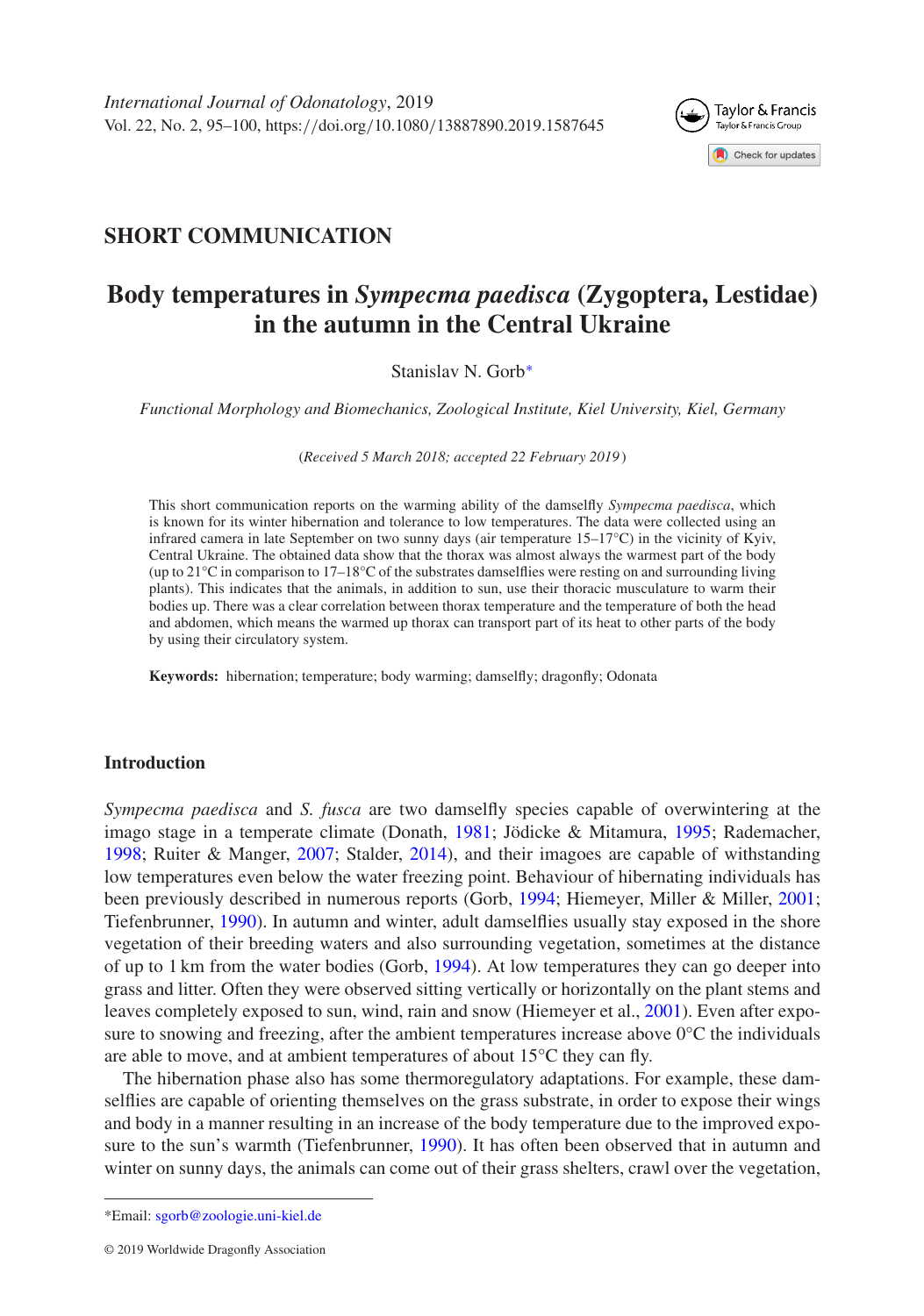International Journal of Odonatology, 2019
Vol. 22, No. 2, 95–100, https://doi.org/10.1080/13887890.2019.1587645

## SHORT COMMUNICATION

# Body temperatures in *Sympecma paedisca* (Zygoptera, Lestidae) in the autumn in the Central Ukraine

Stanislav N. Gorb*

*Functional Morphology and Biomechanics, Zoological Institute, Kiel University, Kiel, Germany*

(*Received 5 March 2018; accepted 22 February 2019*)

This short communication reports on the warming ability of the damselfly *Sympecma paedisca*, which is known for its winter hibernation and tolerance to low temperatures. The data were collected using an infrared camera in late September on two sunny days (air temperature 15–17°C) in the vicinity of Kyiv, Central Ukraine. The obtained data show that the thorax was almost always the warmest part of the body (up to 21°C in comparison to 17–18°C of the substrates damselflies were resting on and surrounding living plants). This indicates that the animals, in addition to sun, use their thoracic musculature to warm their bodies up. There was a clear correlation between thorax temperature and the temperature of both the head and abdomen, which means the warmed up thorax can transport part of its heat to other parts of the body by using their circulatory system.

**Keywords:** hibernation; temperature; body warming; damselfly; dragonfly; Odonata

## Introduction

*Sympecma paedisca* and *S. fusca* are two damselfly species capable of overwintering at the imago stage in a temperate climate (Donath, 1981; Jödicke & Mitamura, 1995; Rademacher, 1998; Ruiter & Manger, 2007; Stalder, 2014), and their imagoes are capable of withstanding low temperatures even below the water freezing point. Behaviour of hibernating individuals has been previously described in numerous reports (Gorb, 1994; Hiemeyer, Miller & Miller, 2001; Tiefenbrunner, 1990). In autumn and winter, adult damselflies usually stay exposed in the shore vegetation of their breeding waters and also surrounding vegetation, sometimes at the distance of up to 1 km from the water bodies (Gorb, 1994). At low temperatures they can go deeper into grass and litter. Often they were observed sitting vertically or horizontally on the plant stems and leaves completely exposed to sun, wind, rain and snow (Hiemeyer et al., 2001). Even after exposure to snowing and freezing, after the ambient temperatures increase above 0°C the individuals are able to move, and at ambient temperatures of about 15°C they can fly.

The hibernation phase also has some thermoregulatory adaptations. For example, these damselflies are capable of orienting themselves on the grass substrate, in order to expose their wings and body in a manner resulting in an increase of the body temperature due to the improved exposure to the sun's warmth (Tiefenbrunner, 1990). It has often been observed that in autumn and winter on sunny days, the animals can come out of their grass shelters, crawl over the vegetation,

*Email: sgorb@zoologie.uni-kiel.de

© 2019 Worldwide Dragonfly Association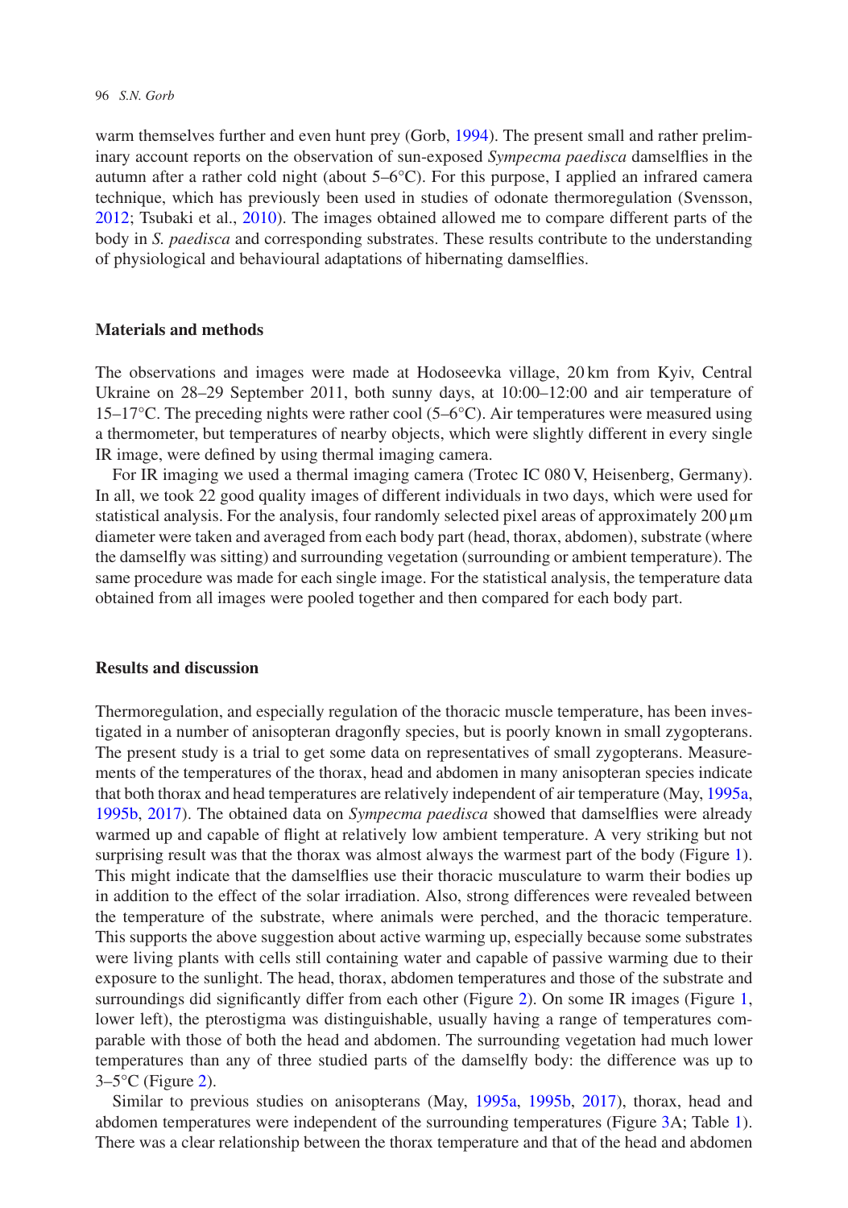warm themselves further and even hunt prey (Gorb, 1994). The present small and rather preliminary account reports on the observation of sun-exposed *Sympecma paedisca* damselflies in the autumn after a rather cold night (about 5–6°C). For this purpose, I applied an infrared camera technique, which has previously been used in studies of odonate thermoregulation (Svensson, 2012; Tsubaki et al., 2010). The images obtained allowed me to compare different parts of the body in *S. paedisca* and corresponding substrates. These results contribute to the understanding of physiological and behavioural adaptations of hibernating damselflies.

## Materials and methods

The observations and images were made at Hodoseevka village, 20 km from Kyiv, Central Ukraine on 28–29 September 2011, both sunny days, at 10:00–12:00 and air temperature of 15–17°C. The preceding nights were rather cool (5–6°C). Air temperatures were measured using a thermometer, but temperatures of nearby objects, which were slightly different in every single IR image, were defined by using thermal imaging camera.

For IR imaging we used a thermal imaging camera (Trotec IC 080 V, Heisenberg, Germany). In all, we took 22 good quality images of different individuals in two days, which were used for statistical analysis. For the analysis, four randomly selected pixel areas of approximately 200 µm diameter were taken and averaged from each body part (head, thorax, abdomen), substrate (where the damselfly was sitting) and surrounding vegetation (surrounding or ambient temperature). The same procedure was made for each single image. For the statistical analysis, the temperature data obtained from all images were pooled together and then compared for each body part.

## Results and discussion

Thermoregulation, and especially regulation of the thoracic muscle temperature, has been investigated in a number of anisopteran dragonfly species, but is poorly known in small zygopterans. The present study is a trial to get some data on representatives of small zygopterans. Measurements of the temperatures of the thorax, head and abdomen in many anisopteran species indicate that both thorax and head temperatures are relatively independent of air temperature (May, 1995a, 1995b, 2017). The obtained data on *Sympecma paedisca* showed that damselflies were already warmed up and capable of flight at relatively low ambient temperature. A very striking but not surprising result was that the thorax was almost always the warmest part of the body (Figure 1). This might indicate that the damselflies use their thoracic musculature to warm their bodies up in addition to the effect of the solar irradiation. Also, strong differences were revealed between the temperature of the substrate, where animals were perched, and the thoracic temperature. This supports the above suggestion about active warming up, especially because some substrates were living plants with cells still containing water and capable of passive warming due to their exposure to the sunlight. The head, thorax, abdomen temperatures and those of the substrate and surroundings did significantly differ from each other (Figure 2). On some IR images (Figure 1, lower left), the pterostigma was distinguishable, usually having a range of temperatures comparable with those of both the head and abdomen. The surrounding vegetation had much lower temperatures than any of three studied parts of the damselfly body: the difference was up to 3–5°C (Figure 2).

Similar to previous studies on anisopterans (May, 1995a, 1995b, 2017), thorax, head and abdomen temperatures were independent of the surrounding temperatures (Figure 3A; Table 1). There was a clear relationship between the thorax temperature and that of the head and abdomen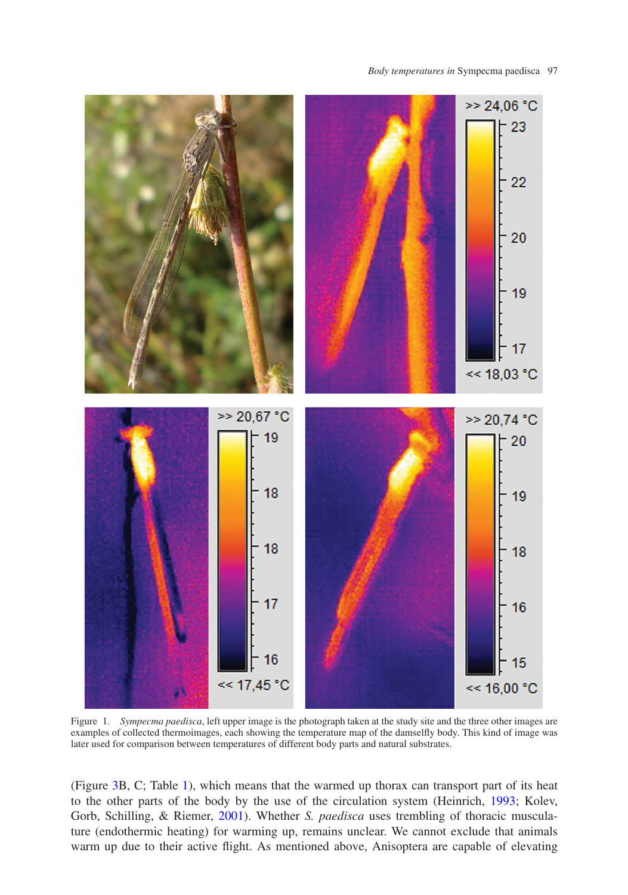Figure 1. *Sympecma paedisca*, left upper image is the photograph taken at the study site and the three other images are examples of collected thermoimages, each showing the temperature map of the damselfly body. This kind of image was later used for comparison between temperatures of different body parts and natural substrates.

(Figure 3B, C; Table 1), which means that the warmed up thorax can transport part of its heat to the other parts of the body by the use of the circulation system (Heinrich, 1993; Kolev, Gorb, Schilling, & Riemer, 2001). Whether *S. paedisca* uses trembling of thoracic musculature (endothermic heating) for warming up, remains unclear. We cannot exclude that animals warm up due to their active flight. As mentioned above, Anisoptera are capable of elevating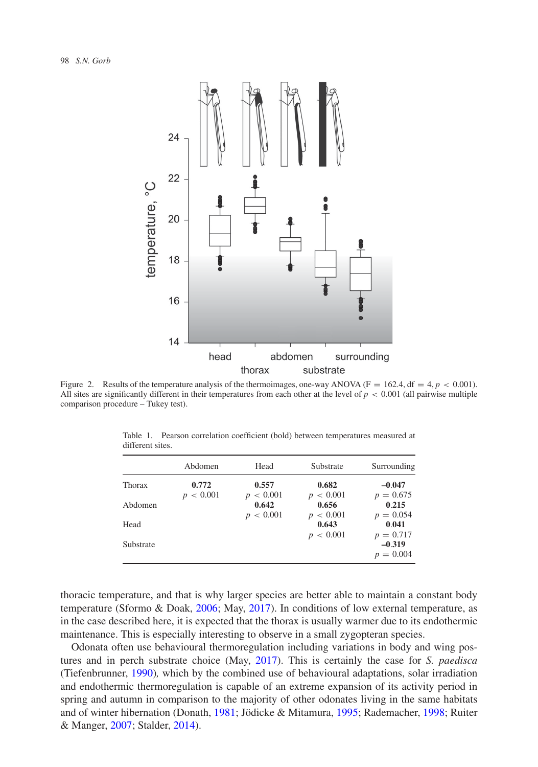Figure 2. Results of the temperature analysis of the thermoimages, one-way ANOVA ($F = 162.4$, $df = 4$, $p < 0.001$). All sites are significantly different in their temperatures from each other at the level of $p < 0.001$ (all pairwise multiple comparison procedure – Tukey test).

Table 1. Pearson correlation coefficient (bold) between temperatures measured at different sites.

| | Abdomen | Head | Substrate | Surrounding |
|---|---|---|---|---|
| Thorax | **0.772** $p < 0.001$ | **0.557** $p < 0.001$ | **0.682** $p < 0.001$ | **–0.047** $p = 0.675$ |
| Abdomen | | **0.642** $p < 0.001$ | **0.656** $p < 0.001$ | **0.215** $p = 0.054$ |
| Head | | | **0.643** $p < 0.001$ | **0.041** $p = 0.717$ |
| Substrate | | | | **–0.319** $p = 0.004$ |

thoracic temperature, and that is why larger species are better able to maintain a constant body temperature (Sformo & Doak, 2006; May, 2017). In conditions of low external temperature, as in the case described here, it is expected that the thorax is usually warmer due to its endothermic maintenance. This is especially interesting to observe in a small zygopteran species.

Odonata often use behavioural thermoregulation including variations in body and wing postures and in perch substrate choice (May, 2017). This is certainly the case for *S. paedisca* (Tiefenbrunner, 1990), which by the combined use of behavioural adaptations, solar irradiation and endothermic thermoregulation is capable of an extreme expansion of its activity period in spring and autumn in comparison to the majority of other odonates living in the same habitats and of winter hibernation (Donath, 1981; Jödicke & Mitamura, 1995; Rademacher, 1998; Ruiter & Manger, 2007; Stalder, 2014).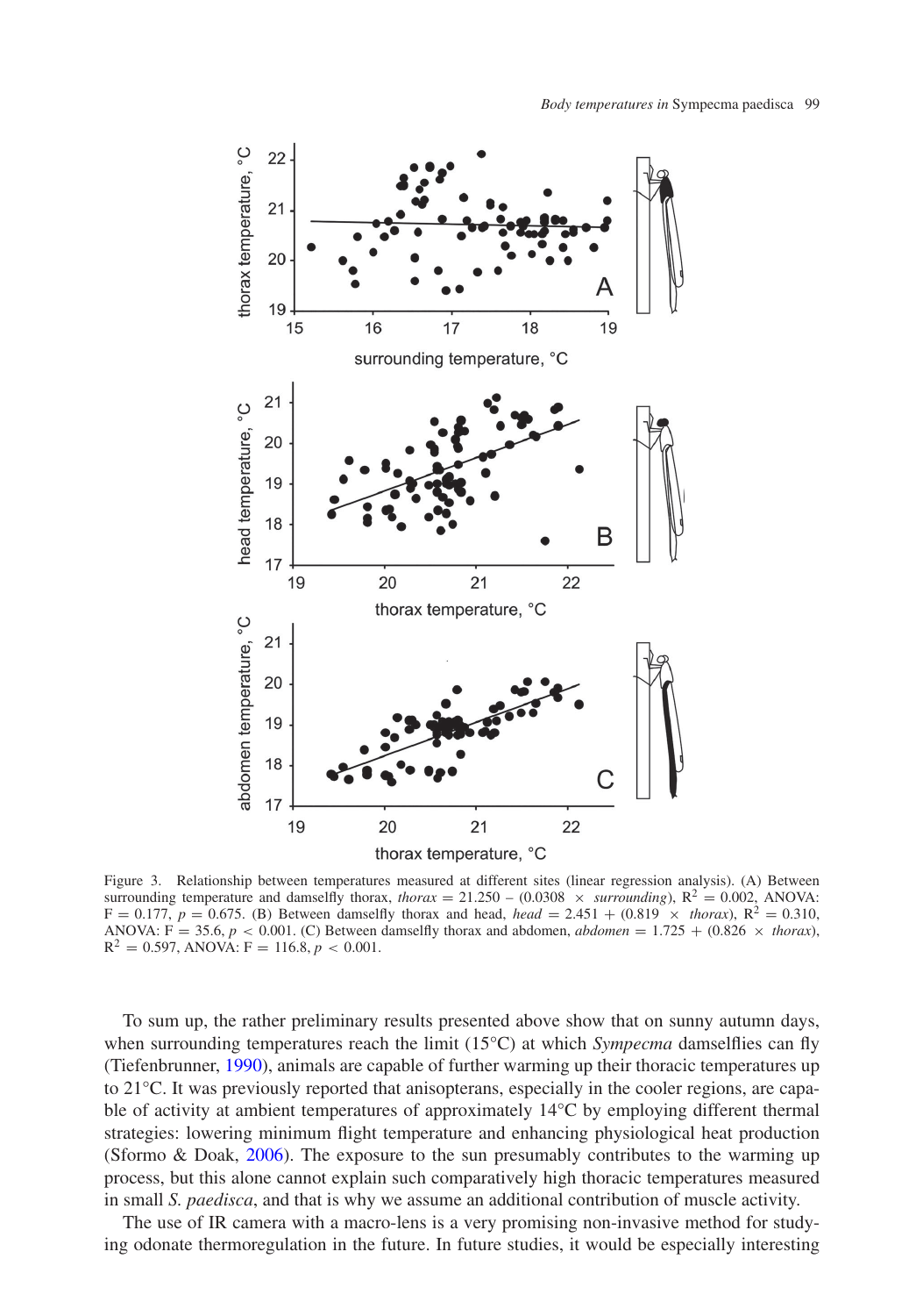Figure 3. Relationship between temperatures measured at different sites (linear regression analysis). (A) Between surrounding temperature and damselfly thorax, *thorax* = 21.250 – (0.0308 × *surrounding*), $R^2$ = 0.002, ANOVA: F = 0.177, $p$ = 0.675. (B) Between damselfly thorax and head, *head* = 2.451 + (0.819 × *thorax*), $R^2$ = 0.310, ANOVA: F = 35.6, $p$ < 0.001. (C) Between damselfly thorax and abdomen, *abdomen* = 1.725 + (0.826 × *thorax*), $R^2$ = 0.597, ANOVA: F = 116.8, $p$ < 0.001.

To sum up, the rather preliminary results presented above show that on sunny autumn days, when surrounding temperatures reach the limit (15°C) at which *Sympecma* damselflies can fly (Tiefenbrunner, 1990), animals are capable of further warming up their thoracic temperatures up to 21°C. It was previously reported that anisopterans, especially in the cooler regions, are capable of activity at ambient temperatures of approximately 14°C by employing different thermal strategies: lowering minimum flight temperature and enhancing physiological heat production (Sformo & Doak, 2006). The exposure to the sun presumably contributes to the warming up process, but this alone cannot explain such comparatively high thoracic temperatures measured in small *S. paedisca*, and that is why we assume an additional contribution of muscle activity.

The use of IR camera with a macro-lens is a very promising non-invasive method for studying odonate thermoregulation in the future. In future studies, it would be especially interesting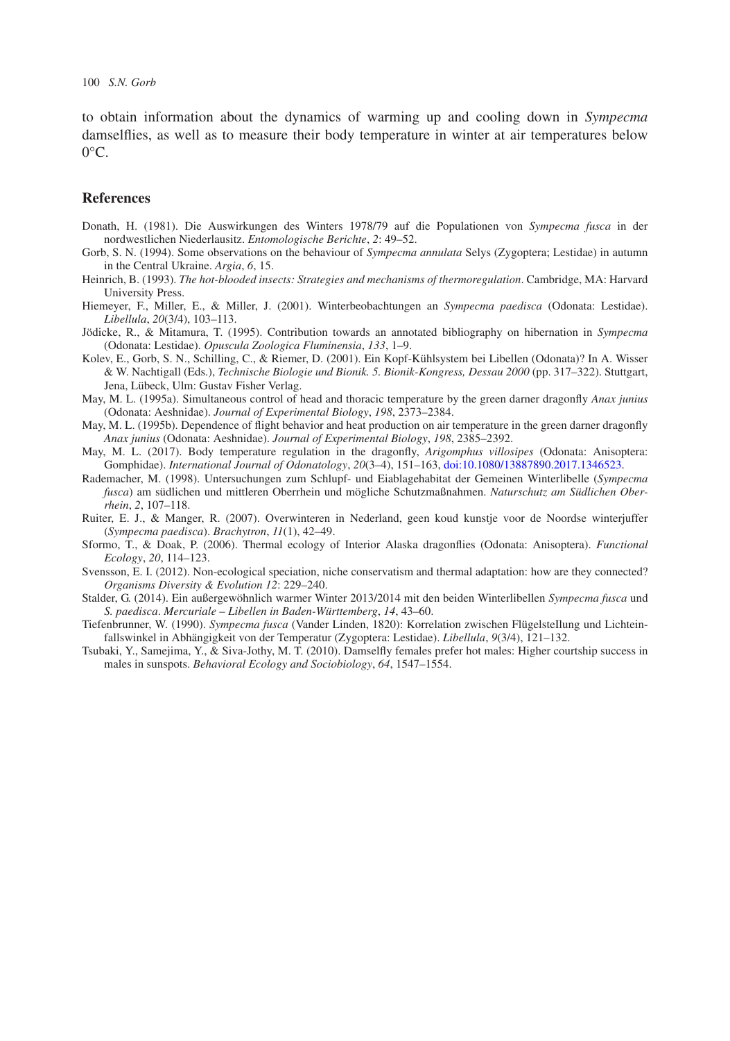to obtain information about the dynamics of warming up and cooling down in *Sympecma* damselflies, as well as to measure their body temperature in winter at air temperatures below 0°C.

## References

Donath, H. (1981). Die Auswirkungen des Winters 1978/79 auf die Populationen von *Sympecma fusca* in der nordwestlichen Niederlausitz. *Entomologische Berichte*, *2*: 49–52.

Gorb, S. N. (1994). Some observations on the behaviour of *Sympecma annulata* Selys (Zygoptera; Lestidae) in autumn in the Central Ukraine. *Argia*, *6*, 15.

Heinrich, B. (1993). *The hot-blooded insects: Strategies and mechanisms of thermoregulation*. Cambridge, MA: Harvard University Press.

Hiemeyer, F., Miller, E., & Miller, J. (2001). Winterbeobachtungen an *Sympecma paedisca* (Odonata: Lestidae). *Libellula*, *20*(3/4), 103–113.

Jödicke, R., & Mitamura, T. (1995). Contribution towards an annotated bibliography on hibernation in *Sympecma* (Odonata: Lestidae). *Opuscula Zoologica Fluminensia*, *133*, 1–9.

Kolev, E., Gorb, S. N., Schilling, C., & Riemer, D. (2001). Ein Kopf-Kühlsystem bei Libellen (Odonata)? In A. Wisser & W. Nachtigall (Eds.), *Technische Biologie und Bionik. 5. Bionik-Kongress, Dessau 2000* (pp. 317–322). Stuttgart, Jena, Lübeck, Ulm: Gustav Fisher Verlag.

May, M. L. (1995a). Simultaneous control of head and thoracic temperature by the green darner dragonfly *Anax junius* (Odonata: Aeshnidae). *Journal of Experimental Biology*, *198*, 2373–2384.

May, M. L. (1995b). Dependence of flight behavior and heat production on air temperature in the green darner dragonfly *Anax junius* (Odonata: Aeshnidae). *Journal of Experimental Biology*, *198*, 2385–2392.

May, M. L. (2017). Body temperature regulation in the dragonfly, *Arigomphus villosipes* (Odonata: Anisoptera: Gomphidae). *International Journal of Odonatology*, *20*(3–4), 151–163, doi:10.1080/13887890.2017.1346523.

Rademacher, M. (1998). Untersuchungen zum Schlupf- und Eiablagehabitat der Gemeinen Winterlibelle (*Sympecma fusca*) am südlichen und mittleren Oberrhein und mögliche Schutzmaßnahmen. *Naturschutz am Südlichen Oberrhein*, *2*, 107–118.

Ruiter, E. J., & Manger, R. (2007). Overwinteren in Nederland, geen koud kunstje voor de Noordse winterjuffer (*Sympecma paedisca*). *Brachytron*, *11*(1), 42–49.

Sformo, T., & Doak, P. (2006). Thermal ecology of Interior Alaska dragonflies (Odonata: Anisoptera). *Functional Ecology*, *20*, 114–123.

Svensson, E. I. (2012). Non-ecological speciation, niche conservatism and thermal adaptation: how are they connected? *Organisms Diversity & Evolution 12*: 229–240.

Stalder, G. (2014). Ein außergewöhnlich warmer Winter 2013/2014 mit den beiden Winterlibellen *Sympecma fusca* und *S. paedisca*. *Mercuriale – Libellen in Baden-Württemberg*, *14*, 43–60.

Tiefenbrunner, W. (1990). *Sympecma fusca* (Vander Linden, 1820): Korrelation zwischen FlügelsteIlung und Lichteinfallswinkel in Abhängigkeit von der Temperatur (Zygoptera: Lestidae). *Libellula*, *9*(3/4), 121–132.

Tsubaki, Y., Samejima, Y., & Siva-Jothy, M. T. (2010). Damselfly females prefer hot males: Higher courtship success in males in sunspots. *Behavioral Ecology and Sociobiology*, *64*, 1547–1554.